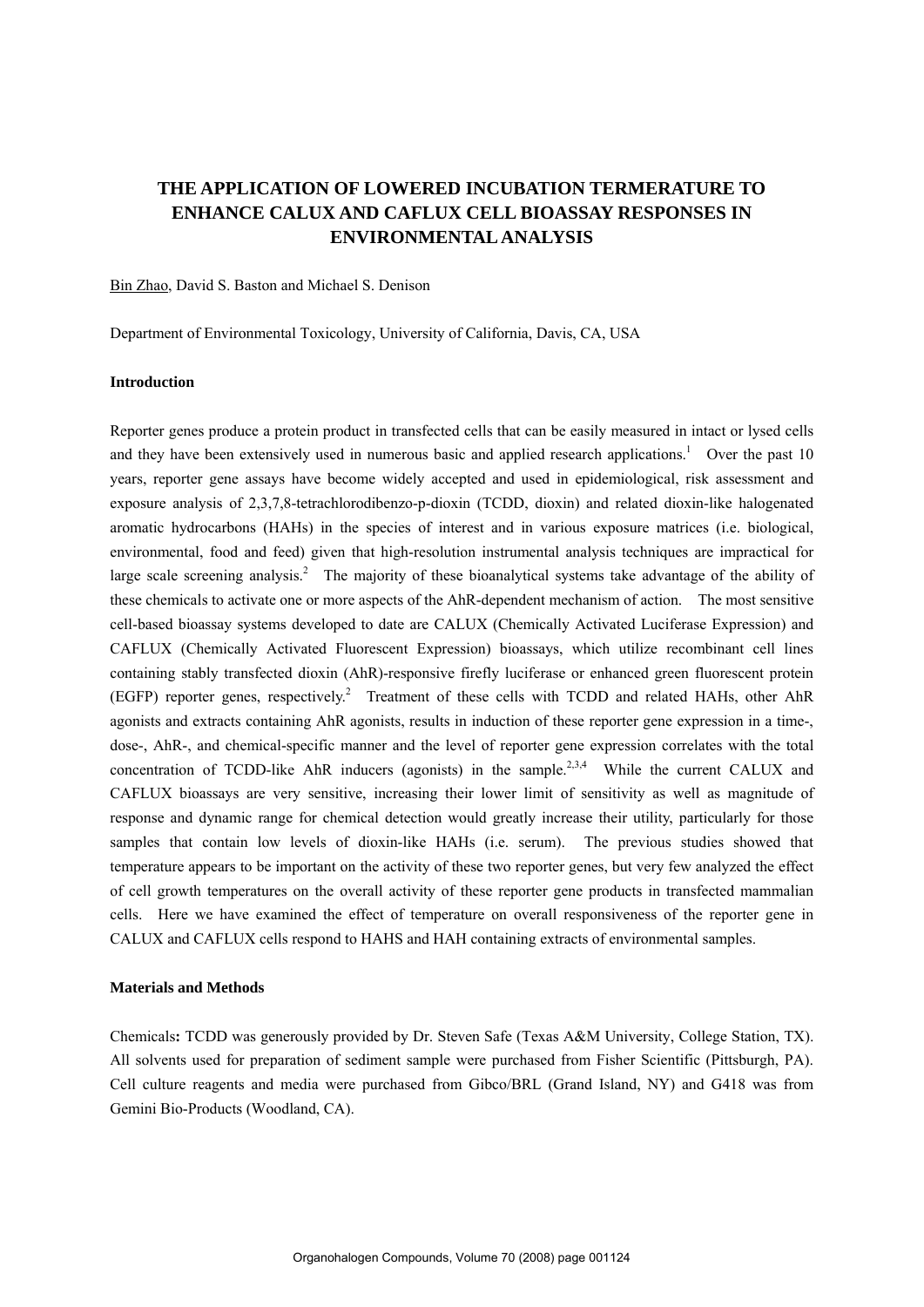# THE APPLICATION OF LOWERED INCUBATION TERMERATURE TO ENHANCE CALUX AND CAFLUX CELL BIOASSAY RESPONSES IN ENVIRONMENTAL ANALYSIS

Bin Zhao, David S. Baston and Michael S. Denison

Department of Environmental Toxicology, University of California, Davis, CA, USA

## Introduction

Reporter genes produce a protein product in transfected cells that can be easily measured in intact or lysed cells and they have been extensively used in numerous basic and applied research applications.[1] Over the past 10 years, reporter gene assays have become widely accepted and used in epidemiological, risk assessment and exposure analysis of 2,3,7,8-tetrachlorodibenzo-p-dioxin (TCDD, dioxin) and related dioxin-like halogenated aromatic hydrocarbons (HAHs) in the species of interest and in various exposure matrices (i.e. biological, environmental, food and feed) given that high-resolution instrumental analysis techniques are impractical for large scale screening analysis.[2] The majority of these bioanalytical systems take advantage of the ability of these chemicals to activate one or more aspects of the AhR-dependent mechanism of action. The most sensitive cell-based bioassay systems developed to date are CALUX (Chemically Activated Luciferase Expression) and CAFLUX (Chemically Activated Fluorescent Expression) bioassays, which utilize recombinant cell lines containing stably transfected dioxin (AhR)-responsive firefly luciferase or enhanced green fluorescent protein (EGFP) reporter genes, respectively.[2] Treatment of these cells with TCDD and related HAHs, other AhR agonists and extracts containing AhR agonists, results in induction of these reporter gene expression in a time-, dose-, AhR-, and chemical-specific manner and the level of reporter gene expression correlates with the total concentration of TCDD-like AhR inducers (agonists) in the sample.[2,3,4] While the current CALUX and CAFLUX bioassays are very sensitive, increasing their lower limit of sensitivity as well as magnitude of response and dynamic range for chemical detection would greatly increase their utility, particularly for those samples that contain low levels of dioxin-like HAHs (i.e. serum). The previous studies showed that temperature appears to be important on the activity of these two reporter genes, but very few analyzed the effect of cell growth temperatures on the overall activity of these reporter gene products in transfected mammalian cells. Here we have examined the effect of temperature on overall responsiveness of the reporter gene in CALUX and CAFLUX cells respond to HAHS and HAH containing extracts of environmental samples.

## Materials and Methods

Chemicals**:** TCDD was generously provided by Dr. Steven Safe (Texas A&M University, College Station, TX). All solvents used for preparation of sediment sample were purchased from Fisher Scientific (Pittsburgh, PA). Cell culture reagents and media were purchased from Gibco/BRL (Grand Island, NY) and G418 was from Gemini Bio-Products (Woodland, CA).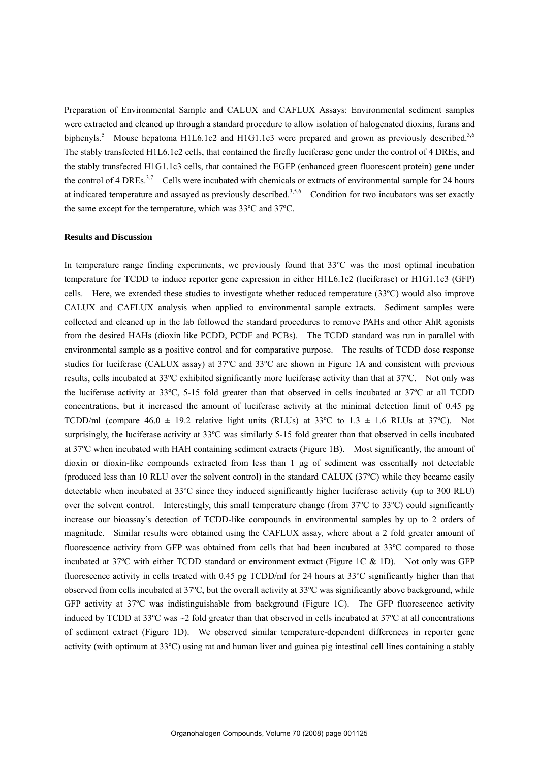Preparation of Environmental Sample and CALUX and CAFLUX Assays: Environmental sediment samples were extracted and cleaned up through a standard procedure to allow isolation of halogenated dioxins, furans and biphenyls.[5] Mouse hepatoma H1L6.1c2 and H1G1.1c3 were prepared and grown as previously described.[3,6] The stably transfected H1L6.1c2 cells, that contained the firefly luciferase gene under the control of 4 DREs, and the stably transfected H1G1.1c3 cells, that contained the EGFP (enhanced green fluorescent protein) gene under the control of 4 DREs.[3,7] Cells were incubated with chemicals or extracts of environmental sample for 24 hours at indicated temperature and assayed as previously described.[3,5,6] Condition for two incubators was set exactly the same except for the temperature, which was 33ºC and 37ºC.

**Results and Discussion**

In temperature range finding experiments, we previously found that 33ºC was the most optimal incubation temperature for TCDD to induce reporter gene expression in either H1L6.1c2 (luciferase) or H1G1.1c3 (GFP) cells. Here, we extended these studies to investigate whether reduced temperature (33ºC) would also improve CALUX and CAFLUX analysis when applied to environmental sample extracts. Sediment samples were collected and cleaned up in the lab followed the standard procedures to remove PAHs and other AhR agonists from the desired HAHs (dioxin like PCDD, PCDF and PCBs). The TCDD standard was run in parallel with environmental sample as a positive control and for comparative purpose. The results of TCDD dose response studies for luciferase (CALUX assay) at 37ºC and 33ºC are shown in Figure 1A and consistent with previous results, cells incubated at 33ºC exhibited significantly more luciferase activity than that at 37ºC. Not only was the luciferase activity at 33ºC, 5-15 fold greater than that observed in cells incubated at 37ºC at all TCDD concentrations, but it increased the amount of luciferase activity at the minimal detection limit of 0.45 pg TCDD/ml (compare $46.0 \pm 19.2$ relative light units (RLUs) at 33ºC to $1.3 \pm 1.6$ RLUs at 37ºC). Not surprisingly, the luciferase activity at 33ºC was similarly 5-15 fold greater than that observed in cells incubated at 37ºC when incubated with HAH containing sediment extracts (Figure 1B). Most significantly, the amount of dioxin or dioxin-like compounds extracted from less than 1 μg of sediment was essentially not detectable (produced less than 10 RLU over the solvent control) in the standard CALUX (37ºC) while they became easily detectable when incubated at 33ºC since they induced significantly higher luciferase activity (up to 300 RLU) over the solvent control. Interestingly, this small temperature change (from 37ºC to 33ºC) could significantly increase our bioassay's detection of TCDD-like compounds in environmental samples by up to 2 orders of magnitude. Similar results were obtained using the CAFLUX assay, where about a 2 fold greater amount of fluorescence activity from GFP was obtained from cells that had been incubated at 33ºC compared to those incubated at 37ºC with either TCDD standard or environment extract (Figure 1C & 1D). Not only was GFP fluorescence activity in cells treated with 0.45 pg TCDD/ml for 24 hours at 33ºC significantly higher than that observed from cells incubated at 37ºC, but the overall activity at 33ºC was significantly above background, while GFP activity at 37ºC was indistinguishable from background (Figure 1C). The GFP fluorescence activity induced by TCDD at 33ºC was ~2 fold greater than that observed in cells incubated at 37ºC at all concentrations of sediment extract (Figure 1D). We observed similar temperature-dependent differences in reporter gene activity (with optimum at 33ºC) using rat and human liver and guinea pig intestinal cell lines containing a stably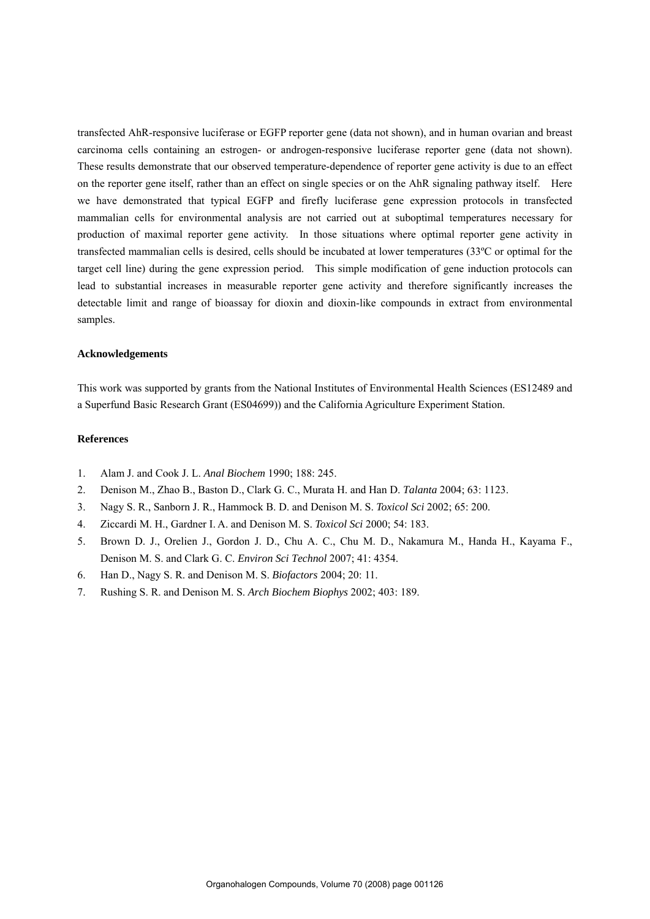transfected AhR-responsive luciferase or EGFP reporter gene (data not shown), and in human ovarian and breast carcinoma cells containing an estrogen- or androgen-responsive luciferase reporter gene (data not shown). These results demonstrate that our observed temperature-dependence of reporter gene activity is due to an effect on the reporter gene itself, rather than an effect on single species or on the AhR signaling pathway itself. Here we have demonstrated that typical EGFP and firefly luciferase gene expression protocols in transfected mammalian cells for environmental analysis are not carried out at suboptimal temperatures necessary for production of maximal reporter gene activity. In those situations where optimal reporter gene activity in transfected mammalian cells is desired, cells should be incubated at lower temperatures (33ºC or optimal for the target cell line) during the gene expression period. This simple modification of gene induction protocols can lead to substantial increases in measurable reporter gene activity and therefore significantly increases the detectable limit and range of bioassay for dioxin and dioxin-like compounds in extract from environmental samples.

### Acknowledgements

This work was supported by grants from the National Institutes of Environmental Health Sciences (ES12489 and a Superfund Basic Research Grant (ES04699)) and the California Agriculture Experiment Station.

### References

1. Alam J. and Cook J. L. *Anal Biochem* 1990; 188: 245.
2. Denison M., Zhao B., Baston D., Clark G. C., Murata H. and Han D. *Talanta* 2004; 63: 1123.
3. Nagy S. R., Sanborn J. R., Hammock B. D. and Denison M. S. *Toxicol Sci* 2002; 65: 200.
4. Ziccardi M. H., Gardner I. A. and Denison M. S. *Toxicol Sci* 2000; 54: 183.
5. Brown D. J., Orelien J., Gordon J. D., Chu A. C., Chu M. D., Nakamura M., Handa H., Kayama F., Denison M. S. and Clark G. C. *Environ Sci Technol* 2007; 41: 4354.
6. Han D., Nagy S. R. and Denison M. S. *Biofactors* 2004; 20: 11.
7. Rushing S. R. and Denison M. S. *Arch Biochem Biophys* 2002; 403: 189.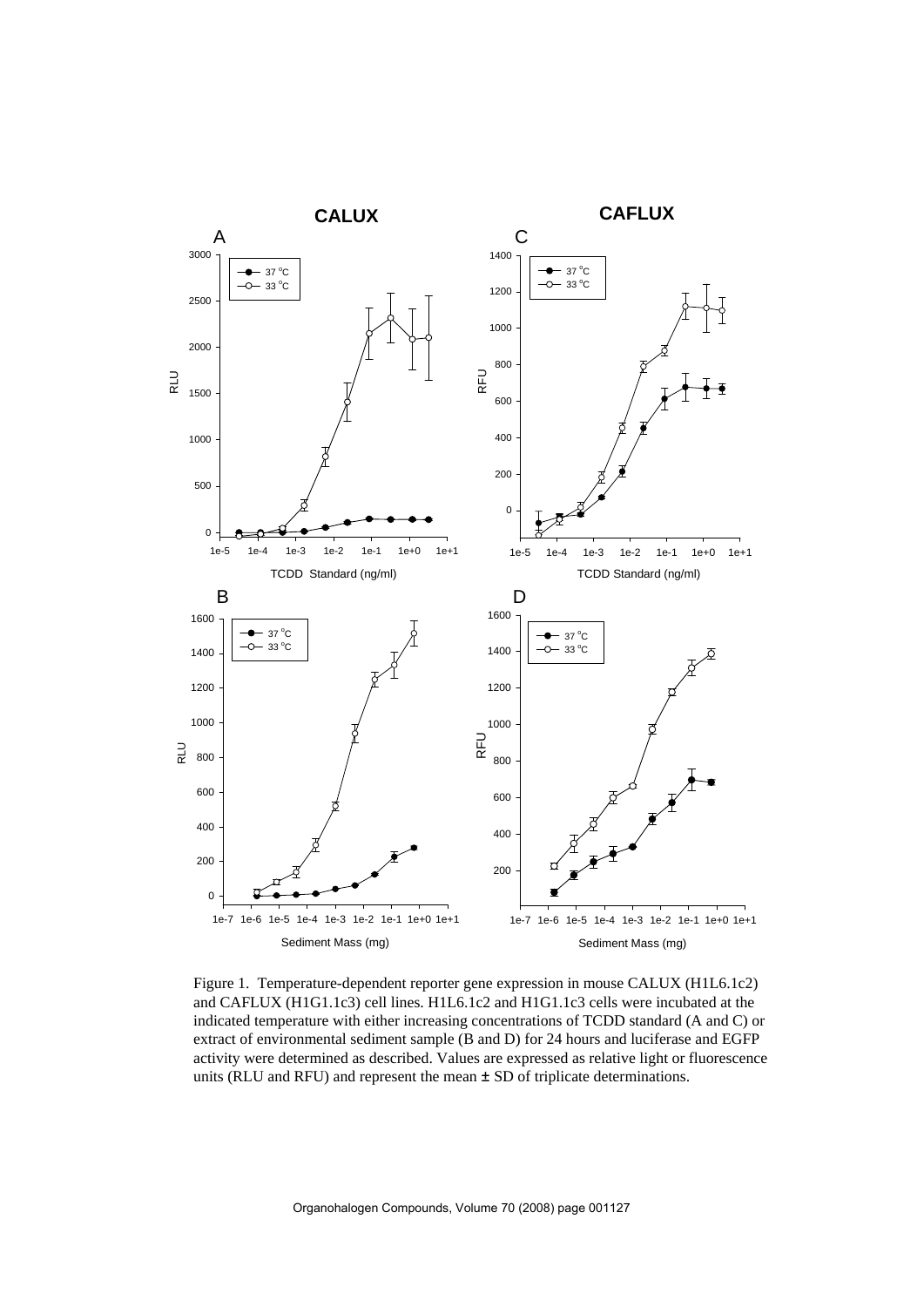CALUX

CAFLUX

A

3000
2500
2000
1500
1000
500
0

RLU

1e-5 1e-4 1e-3 1e-2 1e-1 1e+0 1e+1

TCDD Standard (ng/ml)

37 °C
33 °C

C

1400
1200
1000
800
600
400
200
0

RFU

1e-5 1e-4 1e-3 1e-2 1e-1 1e+0 1e+1

TCDD Standard (ng/ml)

37 °C
33 °C

B

1600
1400
1200
1000
800
600
400
200
0

RLU

1e-7 1e-6 1e-5 1e-4 1e-3 1e-2 1e-1 1e+0 1e+1

Sediment Mass (mg)

37 °C
33 °C

D

1600
1400
1200
1000
800
600
400
200

RFU

1e-7 1e-6 1e-5 1e-4 1e-3 1e-2 1e-1 1e+0 1e+1

Sediment Mass (mg)

37 °C
33 °C

Figure 1. Temperature-dependent reporter gene expression in mouse CALUX (H1L6.1c2) and CAFLUX (H1G1.1c3) cell lines. H1L6.1c2 and H1G1.1c3 cells were incubated at the indicated temperature with either increasing concentrations of TCDD standard (A and C) or extract of environmental sediment sample (B and D) for 24 hours and luciferase and EGFP activity were determined as described. Values are expressed as relative light or fluorescence units (RLU and RFU) and represent the mean ± SD of triplicate determinations.